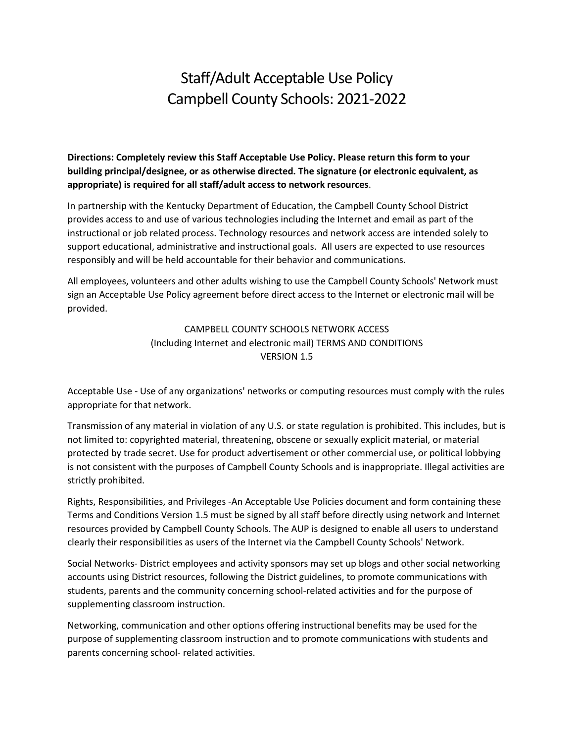# Staff/Adult Acceptable Use Policy
# Campbell County Schools: 2021-2022

**Directions: Completely review this Staff Acceptable Use Policy. Please return this form to your building principal/designee, or as otherwise directed. The signature (or electronic equivalent, as appropriate) is required for all staff/adult access to network resources**.

In partnership with the Kentucky Department of Education, the Campbell County School District provides access to and use of various technologies including the Internet and email as part of the instructional or job related process. Technology resources and network access are intended solely to support educational, administrative and instructional goals. All users are expected to use resources responsibly and will be held accountable for their behavior and communications.

All employees, volunteers and other adults wishing to use the Campbell County Schools' Network must sign an Acceptable Use Policy agreement before direct access to the Internet or electronic mail will be provided.

CAMPBELL COUNTY SCHOOLS NETWORK ACCESS
(Including Internet and electronic mail) TERMS AND CONDITIONS
VERSION 1.5

Acceptable Use - Use of any organizations' networks or computing resources must comply with the rules appropriate for that network.

Transmission of any material in violation of any U.S. or state regulation is prohibited. This includes, but is not limited to: copyrighted material, threatening, obscene or sexually explicit material, or material protected by trade secret. Use for product advertisement or other commercial use, or political lobbying is not consistent with the purposes of Campbell County Schools and is inappropriate. Illegal activities are strictly prohibited.

Rights, Responsibilities, and Privileges -An Acceptable Use Policies document and form containing these Terms and Conditions Version 1.5 must be signed by all staff before directly using network and Internet resources provided by Campbell County Schools. The AUP is designed to enable all users to understand clearly their responsibilities as users of the Internet via the Campbell County Schools' Network.

Social Networks- District employees and activity sponsors may set up blogs and other social networking accounts using District resources, following the District guidelines, to promote communications with students, parents and the community concerning school-related activities and for the purpose of supplementing classroom instruction.

Networking, communication and other options offering instructional benefits may be used for the purpose of supplementing classroom instruction and to promote communications with students and parents concerning school- related activities.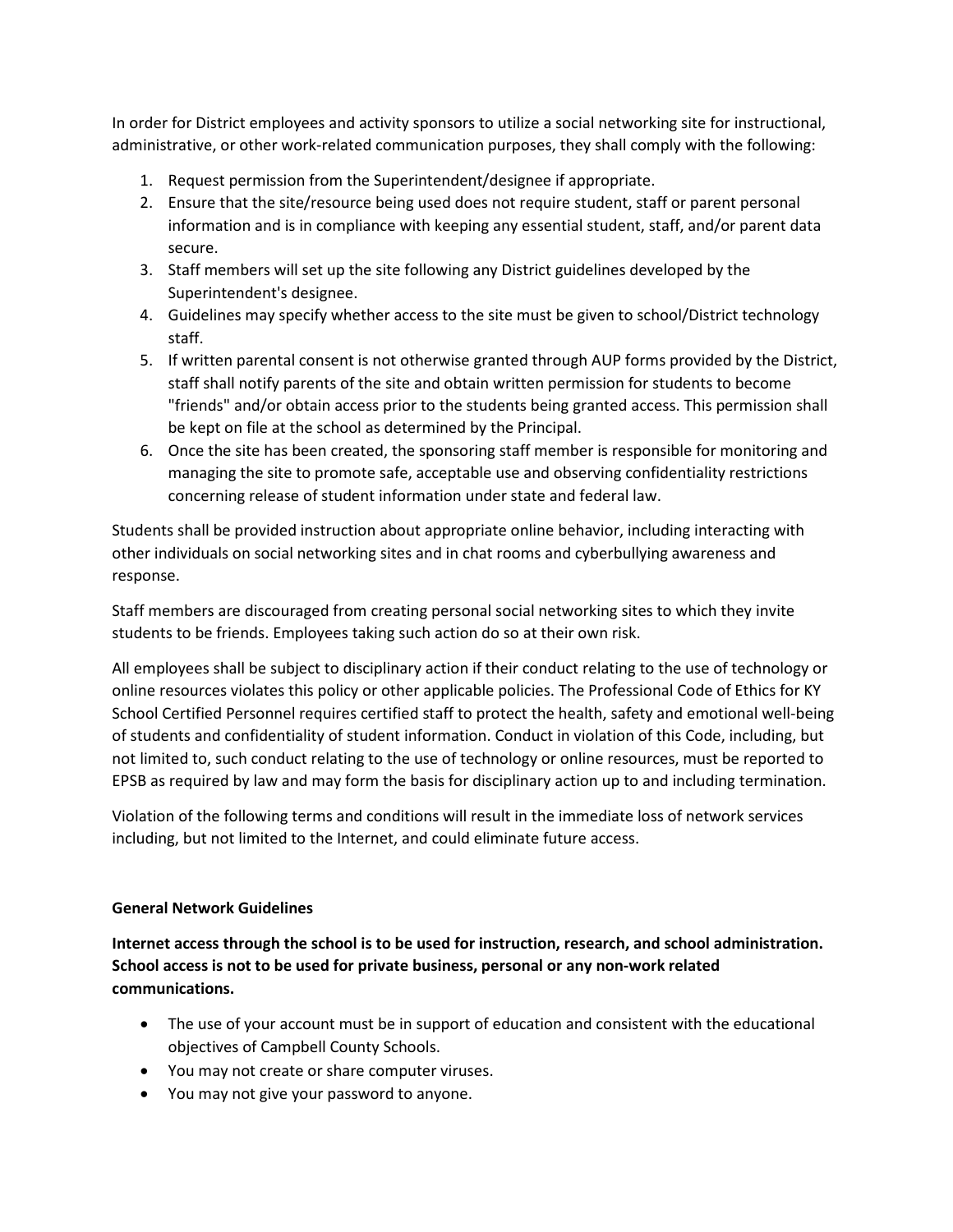In order for District employees and activity sponsors to utilize a social networking site for instructional, administrative, or other work-related communication purposes, they shall comply with the following:

1. Request permission from the Superintendent/designee if appropriate.
2. Ensure that the site/resource being used does not require student, staff or parent personal information and is in compliance with keeping any essential student, staff, and/or parent data secure.
3. Staff members will set up the site following any District guidelines developed by the Superintendent's designee.
4. Guidelines may specify whether access to the site must be given to school/District technology staff.
5. If written parental consent is not otherwise granted through AUP forms provided by the District, staff shall notify parents of the site and obtain written permission for students to become "friends" and/or obtain access prior to the students being granted access. This permission shall be kept on file at the school as determined by the Principal.
6. Once the site has been created, the sponsoring staff member is responsible for monitoring and managing the site to promote safe, acceptable use and observing confidentiality restrictions concerning release of student information under state and federal law.

Students shall be provided instruction about appropriate online behavior, including interacting with other individuals on social networking sites and in chat rooms and cyberbullying awareness and response.

Staff members are discouraged from creating personal social networking sites to which they invite students to be friends. Employees taking such action do so at their own risk.

All employees shall be subject to disciplinary action if their conduct relating to the use of technology or online resources violates this policy or other applicable policies. The Professional Code of Ethics for KY School Certified Personnel requires certified staff to protect the health, safety and emotional well-being of students and confidentiality of student information. Conduct in violation of this Code, including, but not limited to, such conduct relating to the use of technology or online resources, must be reported to EPSB as required by law and may form the basis for disciplinary action up to and including termination.

Violation of the following terms and conditions will result in the immediate loss of network services including, but not limited to the Internet, and could eliminate future access.

**General Network Guidelines**

**Internet access through the school is to be used for instruction, research, and school administration. School access is not to be used for private business, personal or any non-work related communications.**

- The use of your account must be in support of education and consistent with the educational objectives of Campbell County Schools.
- You may not create or share computer viruses.
- You may not give your password to anyone.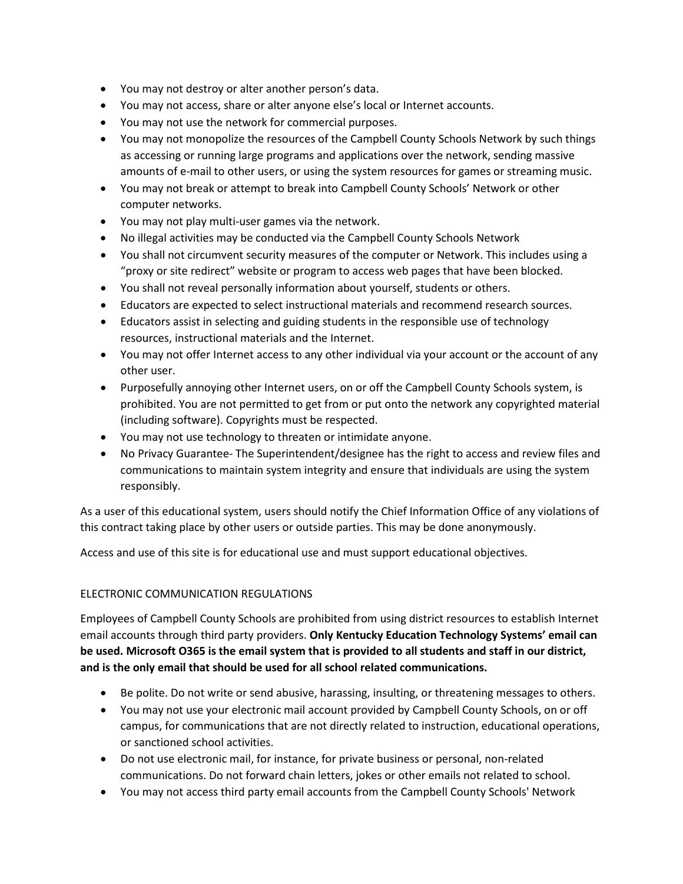- You may not destroy or alter another person's data.
- You may not access, share or alter anyone else's local or Internet accounts.
- You may not use the network for commercial purposes.
- You may not monopolize the resources of the Campbell County Schools Network by such things as accessing or running large programs and applications over the network, sending massive amounts of e-mail to other users, or using the system resources for games or streaming music.
- You may not break or attempt to break into Campbell County Schools' Network or other computer networks.
- You may not play multi-user games via the network.
- No illegal activities may be conducted via the Campbell County Schools Network
- You shall not circumvent security measures of the computer or Network. This includes using a "proxy or site redirect" website or program to access web pages that have been blocked.
- You shall not reveal personally information about yourself, students or others.
- Educators are expected to select instructional materials and recommend research sources.
- Educators assist in selecting and guiding students in the responsible use of technology resources, instructional materials and the Internet.
- You may not offer Internet access to any other individual via your account or the account of any other user.
- Purposefully annoying other Internet users, on or off the Campbell County Schools system, is prohibited. You are not permitted to get from or put onto the network any copyrighted material (including software). Copyrights must be respected.
- You may not use technology to threaten or intimidate anyone.
- No Privacy Guarantee- The Superintendent/designee has the right to access and review files and communications to maintain system integrity and ensure that individuals are using the system responsibly.

As a user of this educational system, users should notify the Chief Information Office of any violations of this contract taking place by other users or outside parties. This may be done anonymously.

Access and use of this site is for educational use and must support educational objectives.

ELECTRONIC COMMUNICATION REGULATIONS

Employees of Campbell County Schools are prohibited from using district resources to establish Internet email accounts through third party providers. **Only Kentucky Education Technology Systems' email can be used. Microsoft O365 is the email system that is provided to all students and staff in our district, and is the only email that should be used for all school related communications.**

- Be polite. Do not write or send abusive, harassing, insulting, or threatening messages to others.
- You may not use your electronic mail account provided by Campbell County Schools, on or off campus, for communications that are not directly related to instruction, educational operations, or sanctioned school activities.
- Do not use electronic mail, for instance, for private business or personal, non-related communications. Do not forward chain letters, jokes or other emails not related to school.
- You may not access third party email accounts from the Campbell County Schools' Network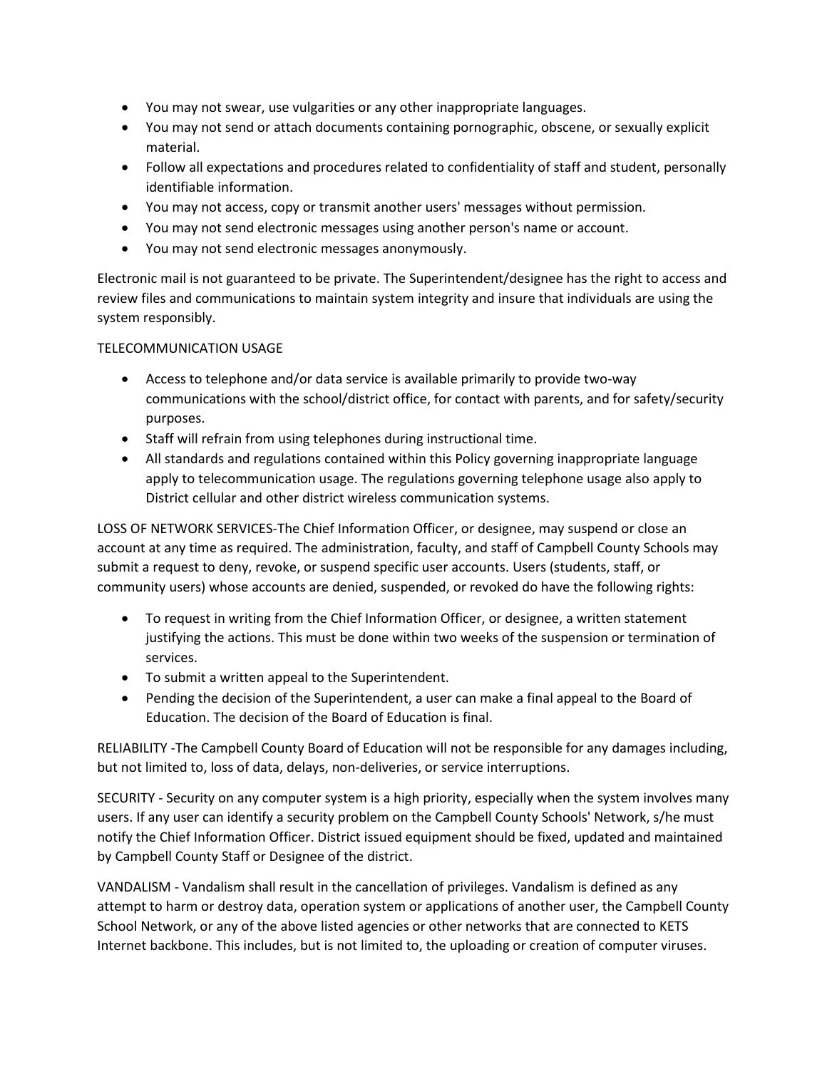- You may not swear, use vulgarities or any other inappropriate languages.
- You may not send or attach documents containing pornographic, obscene, or sexually explicit material.
- Follow all expectations and procedures related to confidentiality of staff and student, personally identifiable information.
- You may not access, copy or transmit another users' messages without permission.
- You may not send electronic messages using another person's name or account.
- You may not send electronic messages anonymously.

Electronic mail is not guaranteed to be private. The Superintendent/designee has the right to access and review files and communications to maintain system integrity and insure that individuals are using the system responsibly.

TELECOMMUNICATION USAGE

- Access to telephone and/or data service is available primarily to provide two-way communications with the school/district office, for contact with parents, and for safety/security purposes.
- Staff will refrain from using telephones during instructional time.
- All standards and regulations contained within this Policy governing inappropriate language apply to telecommunication usage. The regulations governing telephone usage also apply to District cellular and other district wireless communication systems.

LOSS OF NETWORK SERVICES-The Chief Information Officer, or designee, may suspend or close an account at any time as required. The administration, faculty, and staff of Campbell County Schools may submit a request to deny, revoke, or suspend specific user accounts. Users (students, staff, or community users) whose accounts are denied, suspended, or revoked do have the following rights:

- To request in writing from the Chief Information Officer, or designee, a written statement justifying the actions. This must be done within two weeks of the suspension or termination of services.
- To submit a written appeal to the Superintendent.
- Pending the decision of the Superintendent, a user can make a final appeal to the Board of Education. The decision of the Board of Education is final.

RELIABILITY -The Campbell County Board of Education will not be responsible for any damages including, but not limited to, loss of data, delays, non-deliveries, or service interruptions.

SECURITY - Security on any computer system is a high priority, especially when the system involves many users. If any user can identify a security problem on the Campbell County Schools' Network, s/he must notify the Chief Information Officer. District issued equipment should be fixed, updated and maintained by Campbell County Staff or Designee of the district.

VANDALISM - Vandalism shall result in the cancellation of privileges. Vandalism is defined as any attempt to harm or destroy data, operation system or applications of another user, the Campbell County School Network, or any of the above listed agencies or other networks that are connected to KETS Internet backbone. This includes, but is not limited to, the uploading or creation of computer viruses.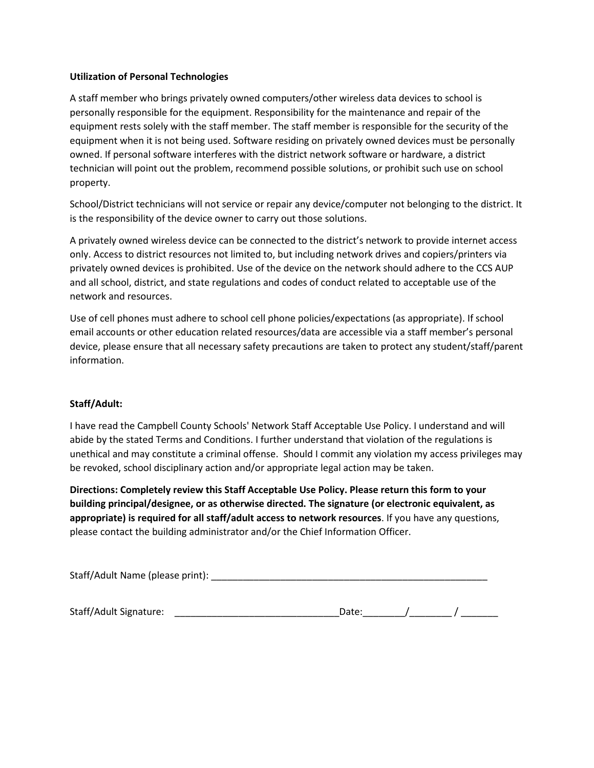**Utilization of Personal Technologies**

A staff member who brings privately owned computers/other wireless data devices to school is personally responsible for the equipment. Responsibility for the maintenance and repair of the equipment rests solely with the staff member. The staff member is responsible for the security of the equipment when it is not being used. Software residing on privately owned devices must be personally owned. If personal software interferes with the district network software or hardware, a district technician will point out the problem, recommend possible solutions, or prohibit such use on school property.

School/District technicians will not service or repair any device/computer not belonging to the district. It is the responsibility of the device owner to carry out those solutions.

A privately owned wireless device can be connected to the district's network to provide internet access only. Access to district resources not limited to, but including network drives and copiers/printers via privately owned devices is prohibited. Use of the device on the network should adhere to the CCS AUP and all school, district, and state regulations and codes of conduct related to acceptable use of the network and resources.

Use of cell phones must adhere to school cell phone policies/expectations (as appropriate). If school email accounts or other education related resources/data are accessible via a staff member's personal device, please ensure that all necessary safety precautions are taken to protect any student/staff/parent information.

**Staff/Adult:**

I have read the Campbell County Schools' Network Staff Acceptable Use Policy. I understand and will abide by the stated Terms and Conditions. I further understand that violation of the regulations is unethical and may constitute a criminal offense. Should I commit any violation my access privileges may be revoked, school disciplinary action and/or appropriate legal action may be taken.

**Directions: Completely review this Staff Acceptable Use Policy. Please return this form to your building principal/designee, or as otherwise directed. The signature (or electronic equivalent, as appropriate) is required for all staff/adult access to network resources**. If you have any questions, please contact the building administrator and/or the Chief Information Officer.

Staff/Adult Name (please print): ______________________________________________________

Staff/Adult Signature: _______________________________Date:________/________ / _______